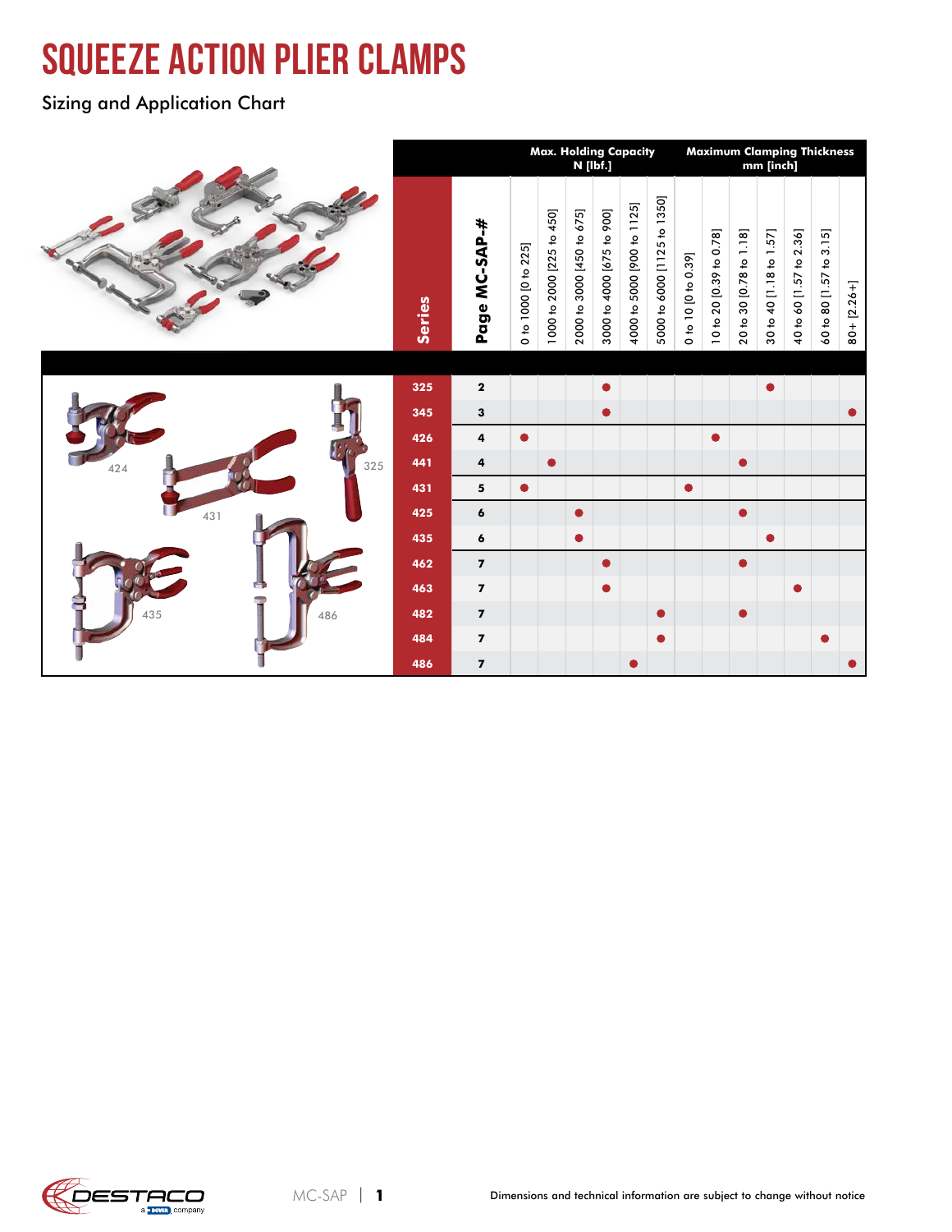# SQUEEZE ACTION PLIER CLAMPS

Sizing and Application Chart

| Series | Page MC-SAP-# | Max. Holding Capacity N [lbf.] | | | | | | Maximum Clamping Thickness mm [inch] | | | | | | |
|---|---|---|---|---|---|---|---|---|---|---|---|---|---|---|
| | | 0 to 1000 [0 to 225] | 1000 to 2000 [225 to 450] | 2000 to 3000 [450 to 675] | 3000 to 4000 [675 to 900] | 4000 to 5000 [900 to 1125] | 5000 to 6000 [1125 to 1350] | 0 to 10 [0 to 0.39] | 10 to 20 [0.39 to 0.78] | 20 to 30 [0.78 to 1.18] | 30 to 40 [1.18 to 1.57] | 40 to 60 [1.57 to 2.36] | 60 to 80 [1.57 to 3.15] | 80+ [2.26+] |
| 325 | 2 | | | | ● | | | | | | ● | | | |
| 345 | 3 | | | | ● | | | | | | | | | ● |
| 426 | 4 | ● | | | | | | | ● | | | | | |
| 441 | 4 | | ● | | | | | | | ● | | | | |
| 431 | 5 | ● | | | | | | ● | | | | | | |
| 425 | 6 | | | ● | | | | | | ● | | | | |
| 435 | 6 | | | ● | | | | | | | ● | | | |
| 462 | 7 | | | | ● | | | | | ● | | | | |
| 463 | 7 | | | | ● | | | | | | | ● | | |
| 482 | 7 | | | | | | ● | | | ● | | | | |
| 484 | 7 | | | | | | ● | | | | | | ● | |
| 486 | 7 | | | | | ● | | | | | | | | ● |

Dimensions and technical information are subject to change without notice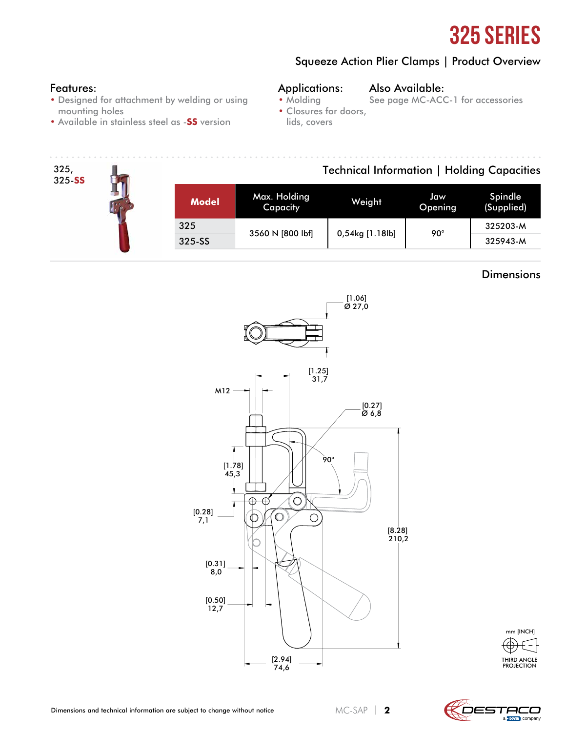# 325 SERIES

Squeeze Action Plier Clamps | Product Overview

**Features:**

- Designed for attachment by welding or using mounting holes
- Available in stainless steel as -**SS** version

**Applications:**

- Molding
- Closures for doors, lids, covers

**Also Available:**

See page MC-ACC-1 for accessories

325,
325-**SS**

## Technical Information | Holding Capacities

| Model | Max. Holding Capacity | Weight | Jaw Opening | Spindle (Supplied) |
|---|---|---|---|---|
| 325 | 3560 N [800 lbf] | 0,54kg [1.18lb] | 90° | 325203-M |
| 325-SS | | | | 325943-M |

## Dimensions

[1.06]
Ø 27,0

[1.25]
31,7

M12

[0.27]
Ø 6,8

90°

[1.78]
45,3

[0.28]
7,1

[8.28]
210,2

[0.31]
8,0

[0.50]
12,7

[2.94]
74,6

mm [INCH]

THIRD ANGLE PROJECTION

Dimensions and technical information are subject to change without notice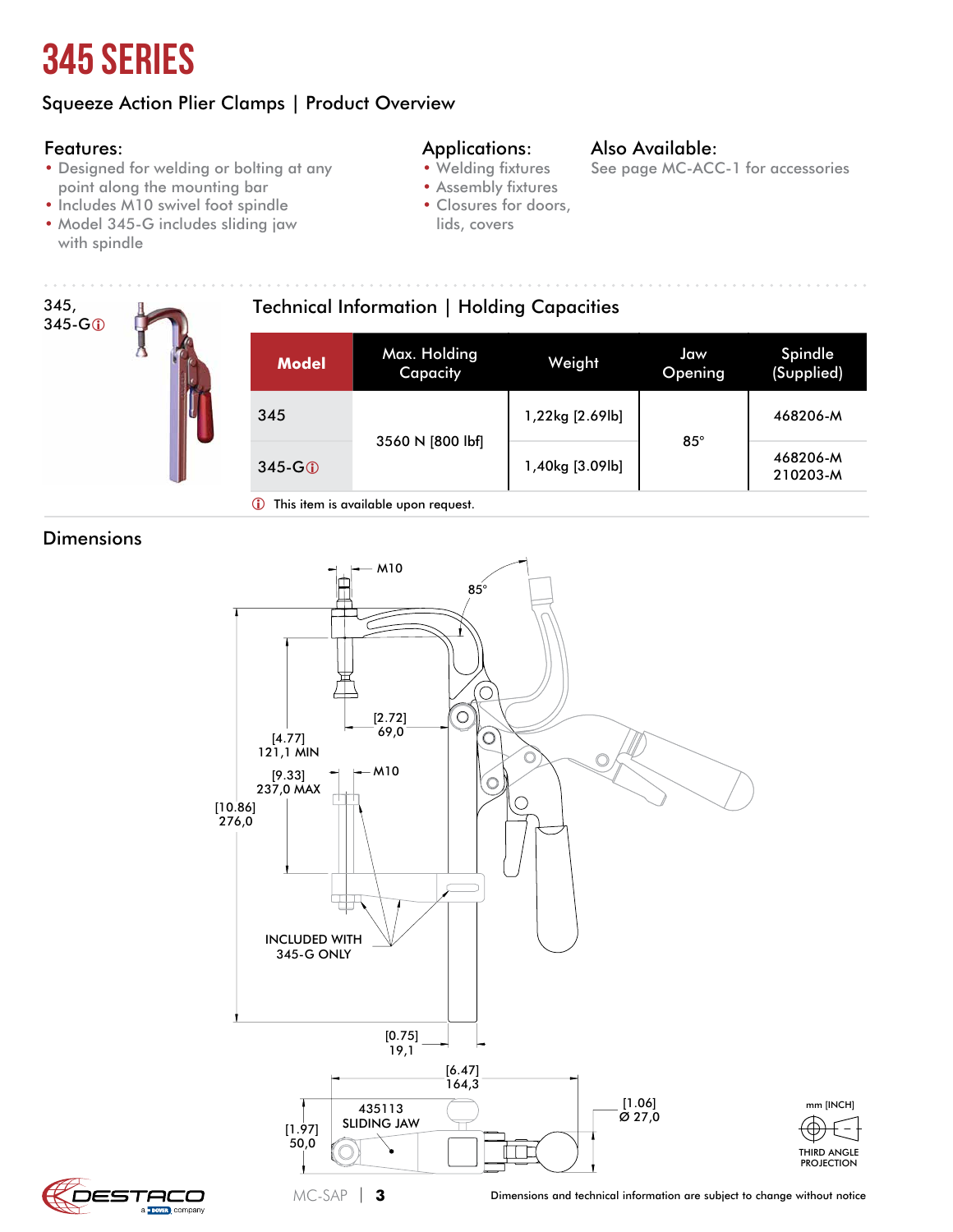# 345 SERIES

Squeeze Action Plier Clamps | Product Overview

## Features:

- Designed for welding or bolting at any point along the mounting bar
- Includes M10 swivel foot spindle
- Model 345-G includes sliding jaw with spindle

## Applications:

- Welding fixtures
- Assembly fixtures
- Closures for doors, lids, covers

## Also Available:

See page MC-ACC-1 for accessories

345,
345-Gⓘ

## Technical Information | Holding Capacities

| Model | Max. Holding Capacity | Weight | Jaw Opening | Spindle (Supplied) |
|---|---|---|---|---|
| 345 | 3560 N [800 lbf] | 1,22kg [2.69lb] | 85° | 468206-M |
| 345-Gⓘ | | 1,40kg [3.09lb] | | 468206-M 210203-M |

ⓘ This item is available upon request.

## Dimensions

M10
85°
[2.72] 69,0
[4.77] 121,1 MIN
[9.33] 237,0 MAX
M10
[10.86] 276,0
INCLUDED WITH 345-G ONLY
[0.75] 19,1
[6.47] 164,3
435113 SLIDING JAW
[1.97] 50,0
[1.06] Ø 27,0

mm [INCH]
THIRD ANGLE PROJECTION

Dimensions and technical information are subject to change without notice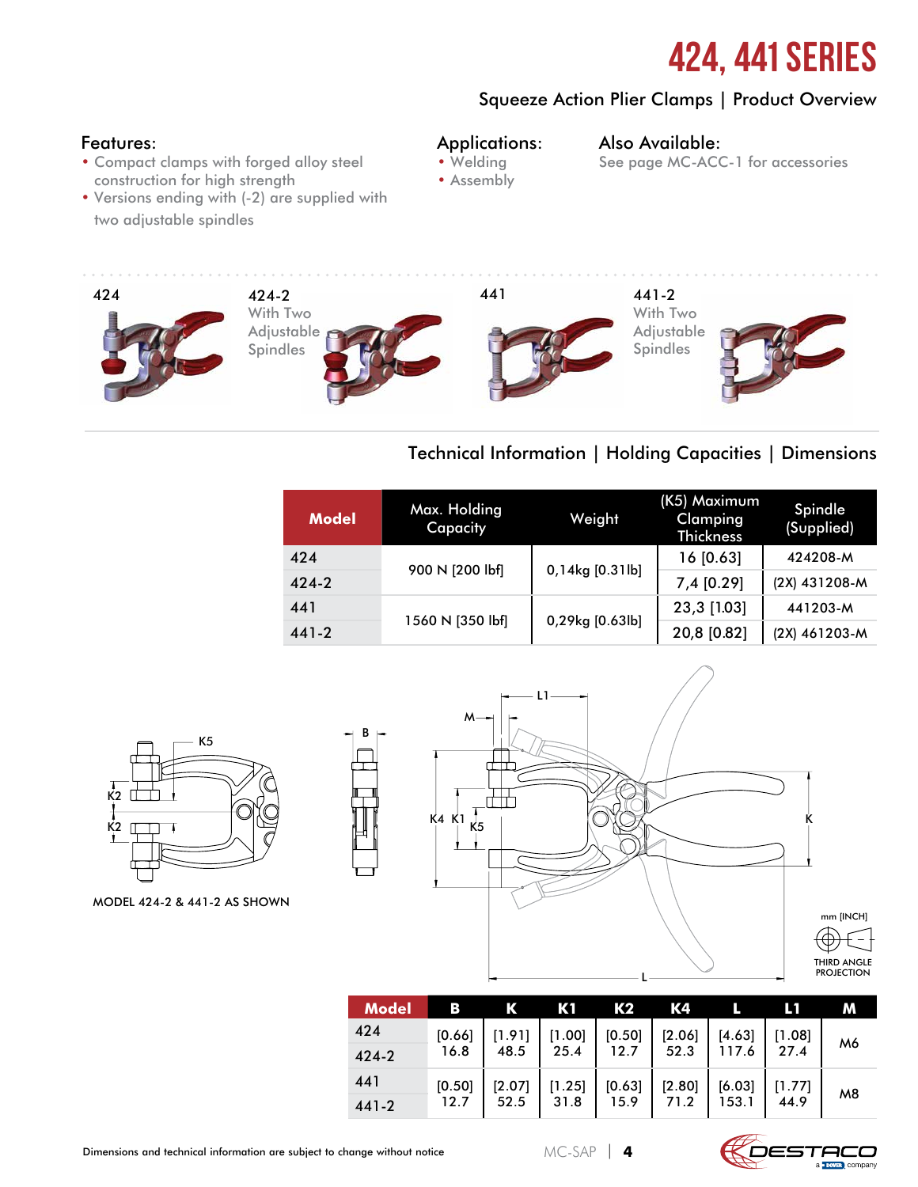# 424, 441 SERIES

Squeeze Action Plier Clamps | Product Overview

**Features:**
- Compact clamps with forged alloy steel construction for high strength
- Versions ending with (-2) are supplied with two adjustable spindles

**Applications:**
- Welding
- Assembly

**Also Available:**
See page MC-ACC-1 for accessories

424

424-2
With Two Adjustable Spindles

441

441-2
With Two Adjustable Spindles

## Technical Information | Holding Capacities | Dimensions

| Model | Max. Holding Capacity | Weight | (K5) Maximum Clamping Thickness | Spindle (Supplied) |
|---|---|---|---|---|
| 424 | 900 N [200 lbf] | 0,14kg [0.31lb] | 16 [0.63] | 424208-M |
| 424-2 | | | 7,4 [0.29] | (2X) 431208-M |
| 441 | 1560 N [350 lbf] | 0,29kg [0.63lb] | 23,3 [1.03] | 441203-M |
| 441-2 | | | 20,8 [0.82] | (2X) 461203-M |

MODEL 424-2 & 441-2 AS SHOWN

mm [INCH]

THIRD ANGLE PROJECTION

| Model | B | K | K1 | K2 | K4 | L | L1 | M |
|---|---|---|---|---|---|---|---|---|
| 424 | [0.66] 16.8 | [1.91] 48.5 | [1.00] 25.4 | [0.50] 12.7 | [2.06] 52.3 | [4.63] 117.6 | [1.08] 27.4 | M6 |
| 424-2 | | | | | | | | |
| 441 | [0.50] 12.7 | [2.07] 52.5 | [1.25] 31.8 | [0.63] 15.9 | [2.80] 71.2 | [6.03] 153.1 | [1.77] 44.9 | M8 |
| 441-2 | | | | | | | | |

Dimensions and technical information are subject to change without notice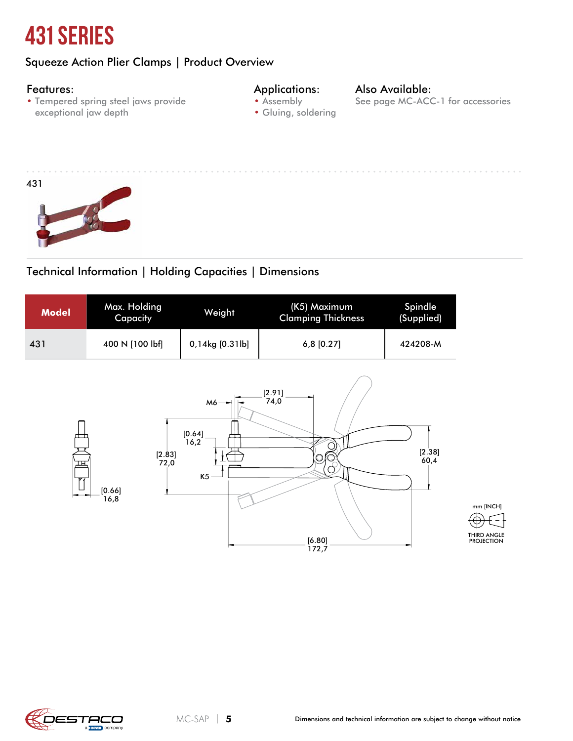# 431 SERIES

## Squeeze Action Plier Clamps | Product Overview

### Features:
- Tempered spring steel jaws provide exceptional jaw depth

### Applications:
- Assembly
- Gluing, soldering

### Also Available:
See page MC-ACC-1 for accessories

431

## Technical Information | Holding Capacities | Dimensions

| Model | Max. Holding Capacity | Weight | (K5) Maximum Clamping Thickness | Spindle (Supplied) |
|---|---|---|---|---|
| 431 | 400 N [100 lbf] | 0,14kg [0.31lb] | 6,8 [0.27] | 424208-M |

M6 [2.91] 74,0 [0.64] 16,2 [2.83] 72,0 K5 [2.38] 60,4 [0.66] 16,8 [6.80] 172,7

mm [INCH]

THIRD ANGLE PROJECTION

Dimensions and technical information are subject to change without notice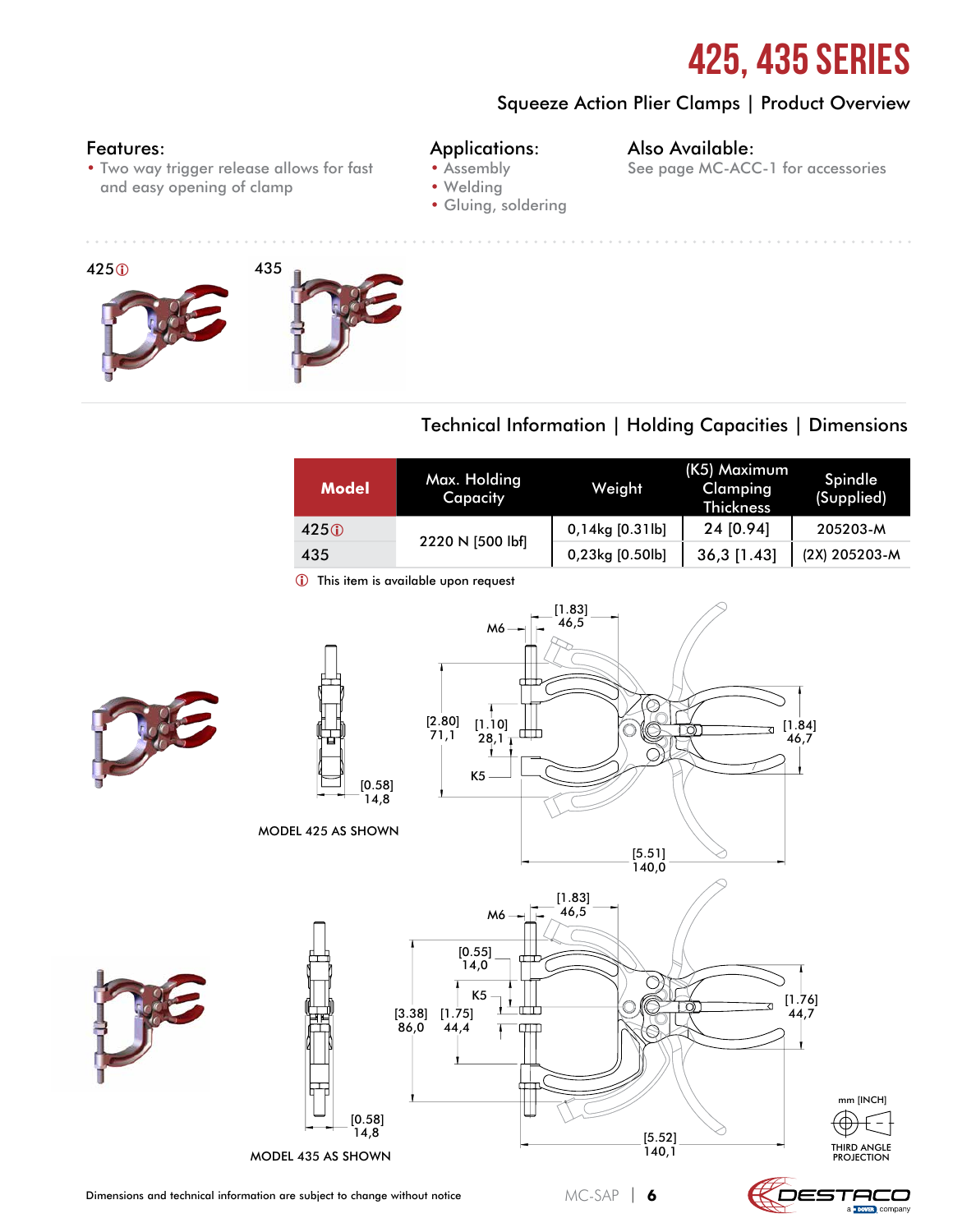# 425, 435 SERIES

## Squeeze Action Plier Clamps | Product Overview

### Features:
- Two way trigger release allows for fast and easy opening of clamp

### Applications:
- Assembly
- Welding
- Gluing, soldering

### Also Available:
See page MC-ACC-1 for accessories

425ⓘ

435

## Technical Information | Holding Capacities | Dimensions

| Model | Max. Holding Capacity | Weight | (K5) Maximum Clamping Thickness | Spindle (Supplied) |
|---|---|---|---|---|
| 425ⓘ | 2220 N [500 lbf] | 0,14kg [0.31lb] | 24 [0.94] | 205203-M |
| 435 | | 0,23kg [0.50lb] | 36,3 [1.43] | (2X) 205203-M |

ⓘ This item is available upon request

M6, [1.83] 46,5, [2.80] 71,1, [1.10] 28,1, K5, [1.84] 46,7, [0.58] 14,8, [5.51] 140,0

MODEL 425 AS SHOWN

M6, [1.83] 46,5, [0.55] 14,0, K5, [3.38] 86,0, [1.75] 44,4, [1.76] 44,7, [0.58] 14,8, [5.52] 140,1

MODEL 435 AS SHOWN

mm [INCH]

THIRD ANGLE PROJECTION

Dimensions and technical information are subject to change without notice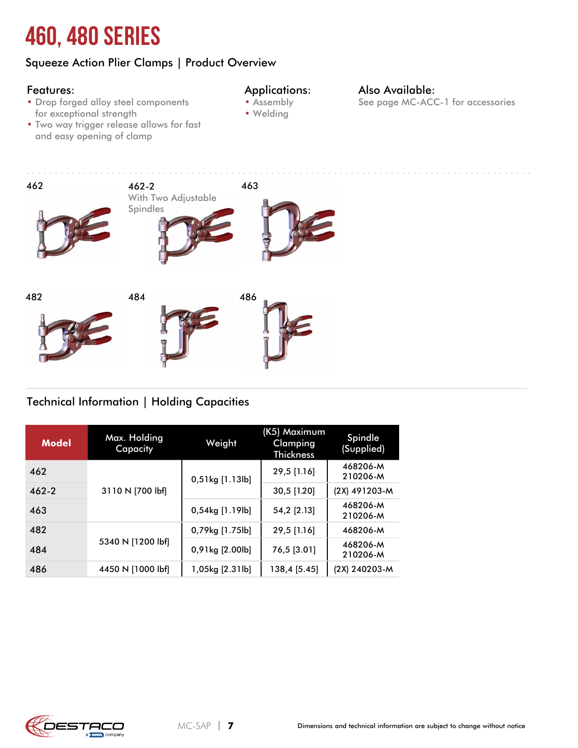# 460, 480 SERIES

## Squeeze Action Plier Clamps | Product Overview

### Features:

- Drop forged alloy steel components for exceptional strength
- Two way trigger release allows for fast and easy opening of clamp

### Applications:

- Assembly
- Welding

### Also Available:

See page MC-ACC-1 for accessories

462

462-2
With Two Adjustable Spindles

463

482

484

486

## Technical Information | Holding Capacities

| Model | Max. Holding Capacity | Weight | (K5) Maximum Clamping Thickness | Spindle (Supplied) |
|---|---|---|---|---|
| 462 | 3110 N [700 lbf] | 0,51kg [1.13lb] | 29,5 [1.16] | 468206-M 210206-M |
| 462-2 | 3110 N [700 lbf] | 0,51kg [1.13lb] | 30,5 [1.20] | (2X) 491203-M |
| 463 | 3110 N [700 lbf] | 0,54kg [1.19lb] | 54,2 [2.13] | 468206-M 210206-M |
| 482 | 5340 N [1200 lbf] | 0,79kg [1.75lb] | 29,5 [1.16] | 468206-M |
| 484 | 5340 N [1200 lbf] | 0,91kg [2.00lb] | 76,5 [3.01] | 468206-M 210206-M |
| 486 | 4450 N [1000 lbf] | 1,05kg [2.31lb] | 138,4 [5.45] | (2X) 240203-M |

Dimensions and technical information are subject to change without notice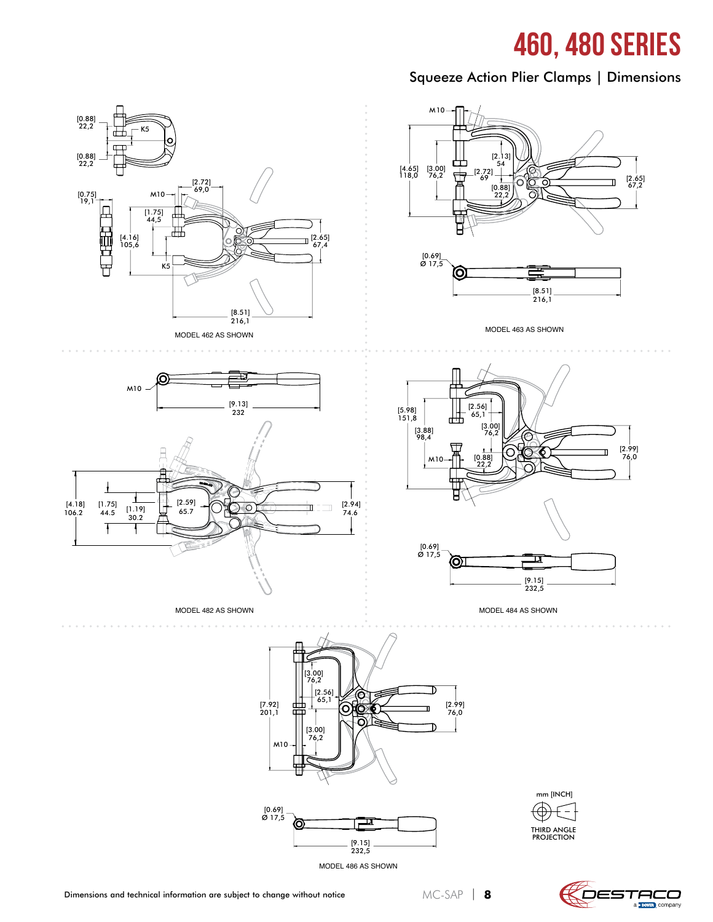# 460, 480 SERIES

## Squeeze Action Plier Clamps | Dimensions

[0.88]
22,2
K5
[0.88]
22,2
[0.75]
19,1
M10
[2.72]
69,0
[1.75]
44,5
[4.16]
105,6
K5
[2.65]
67,4
[8.51]
216,1

MODEL 462 AS SHOWN

M10
[4.65]
118,0
[3.00]
76,2
[2.13]
54
[2.72]
69
[0.88]
22,2
[2.65]
67,2
[0.69]
Ø 17,5
[8.51]
216,1

MODEL 463 AS SHOWN

M10
[9.13]
232
[4.18]
106.2
[1.75]
44.5
[1.19]
30.2
[2.59]
65.7
[2.94]
74.6

MODEL 482 AS SHOWN

[5.98]
151,8
[2.56]
65,1
[3.00]
76,2
[3.88]
98,4
M10
[0.88]
22,2
[2.99]
76,0
[0.69]
Ø 17,5
[9.15]
232,5

MODEL 484 AS SHOWN

[3.00]
76,2
[2.56]
65,1
[7.92]
201,1
[3.00]
76,2
M10
[2.99]
76,0
[0.69]
Ø 17,5
[9.15]
232,5

MODEL 486 AS SHOWN

mm [INCH]

THIRD ANGLE PROJECTION

Dimensions and technical information are subject to change without notice

MC-SAP